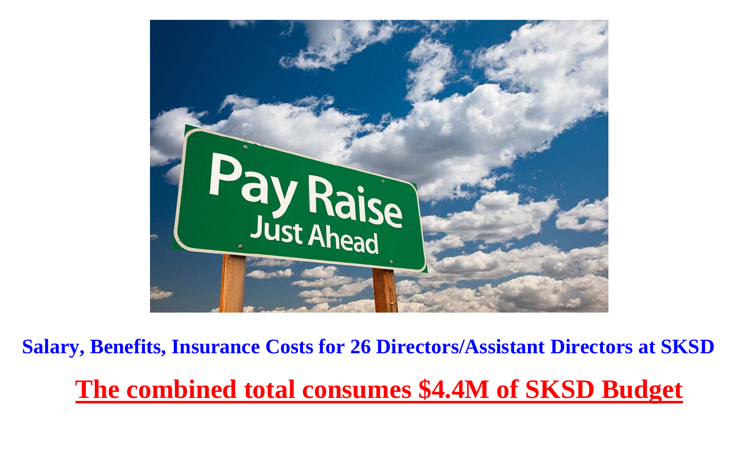**Salary, Benefits, Insurance Costs for 26 Directors/Assistant Directors at SKSD**

**The combined total consumes $4.4M of SKSD Budget**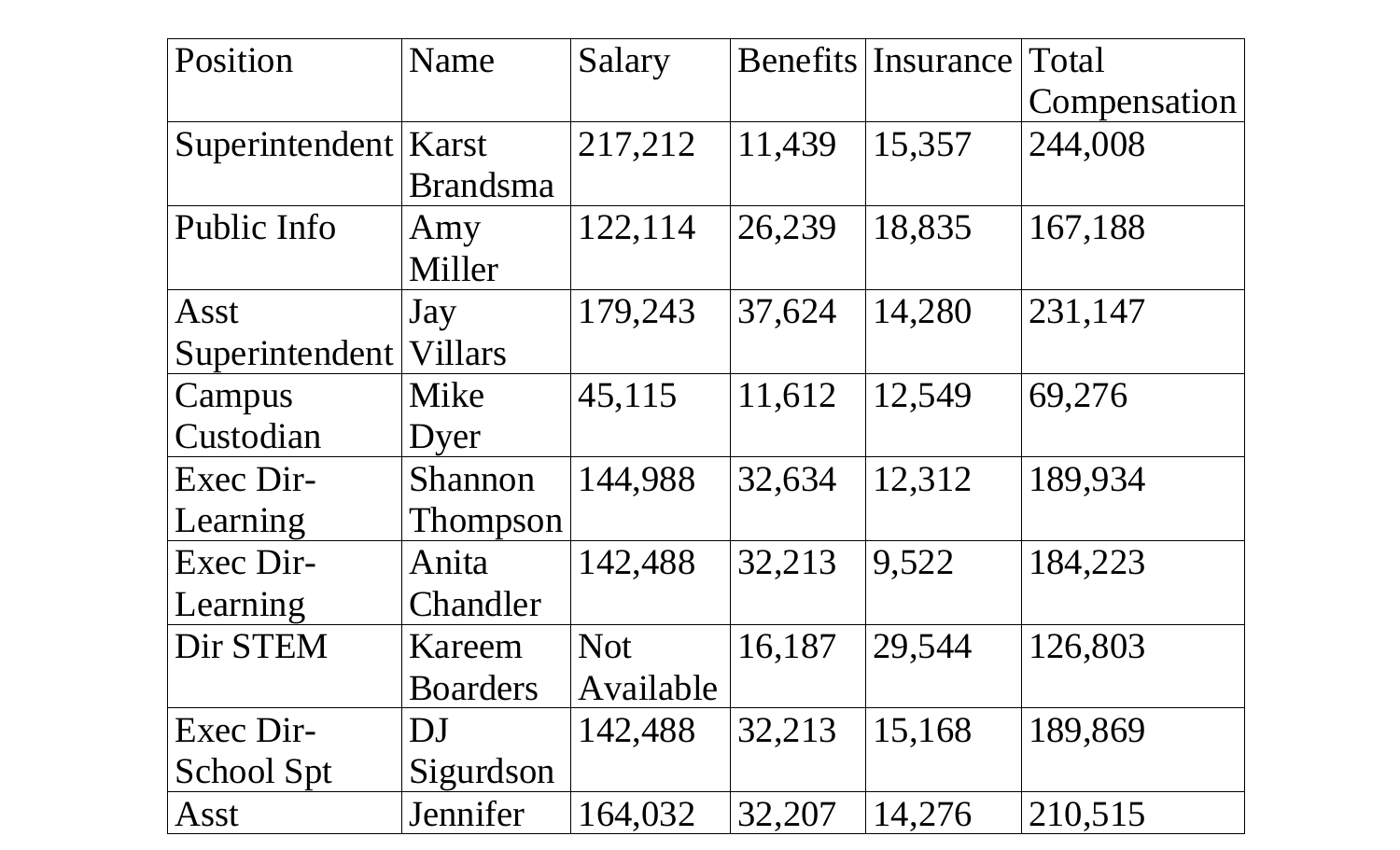| Position | Name | Salary | Benefits | Insurance | Total Compensation |
|---|---|---|---|---|---|
| Superintendent | Karst Brandsma | 217,212 | 11,439 | 15,357 | 244,008 |
| Public Info | Amy Miller | 122,114 | 26,239 | 18,835 | 167,188 |
| Asst Superintendent | Jay Villars | 179,243 | 37,624 | 14,280 | 231,147 |
| Campus Custodian | Mike Dyer | 45,115 | 11,612 | 12,549 | 69,276 |
| Exec Dir-Learning | Shannon Thompson | 144,988 | 32,634 | 12,312 | 189,934 |
| Exec Dir-Learning | Anita Chandler | 142,488 | 32,213 | 9,522 | 184,223 |
| Dir STEM | Kareem Boarders | Not Available | 16,187 | 29,544 | 126,803 |
| Exec Dir-School Spt | DJ Sigurdson | 142,488 | 32,213 | 15,168 | 189,869 |
| Asst | Jennifer | 164,032 | 32,207 | 14,276 | 210,515 |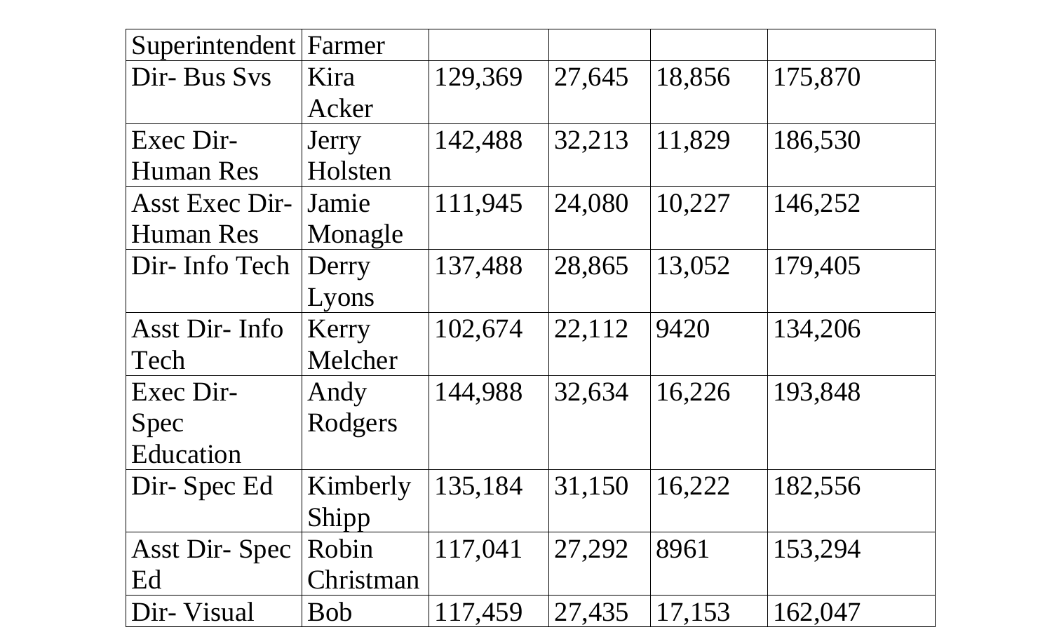| Superintendent | Farmer | | | | |
|---|---|---|---|---|---|
| Dir- Bus Svs | Kira Acker | 129,369 | 27,645 | 18,856 | 175,870 |
| Exec Dir- Human Res | Jerry Holsten | 142,488 | 32,213 | 11,829 | 186,530 |
| Asst Exec Dir- Human Res | Jamie Monagle | 111,945 | 24,080 | 10,227 | 146,252 |
| Dir- Info Tech | Derry Lyons | 137,488 | 28,865 | 13,052 | 179,405 |
| Asst Dir- Info Tech | Kerry Melcher | 102,674 | 22,112 | 9420 | 134,206 |
| Exec Dir- Spec Education | Andy Rodgers | 144,988 | 32,634 | 16,226 | 193,848 |
| Dir- Spec Ed | Kimberly Shipp | 135,184 | 31,150 | 16,222 | 182,556 |
| Asst Dir- Spec Ed | Robin Christman | 117,041 | 27,292 | 8961 | 153,294 |
| Dir- Visual | Bob | 117,459 | 27,435 | 17,153 | 162,047 |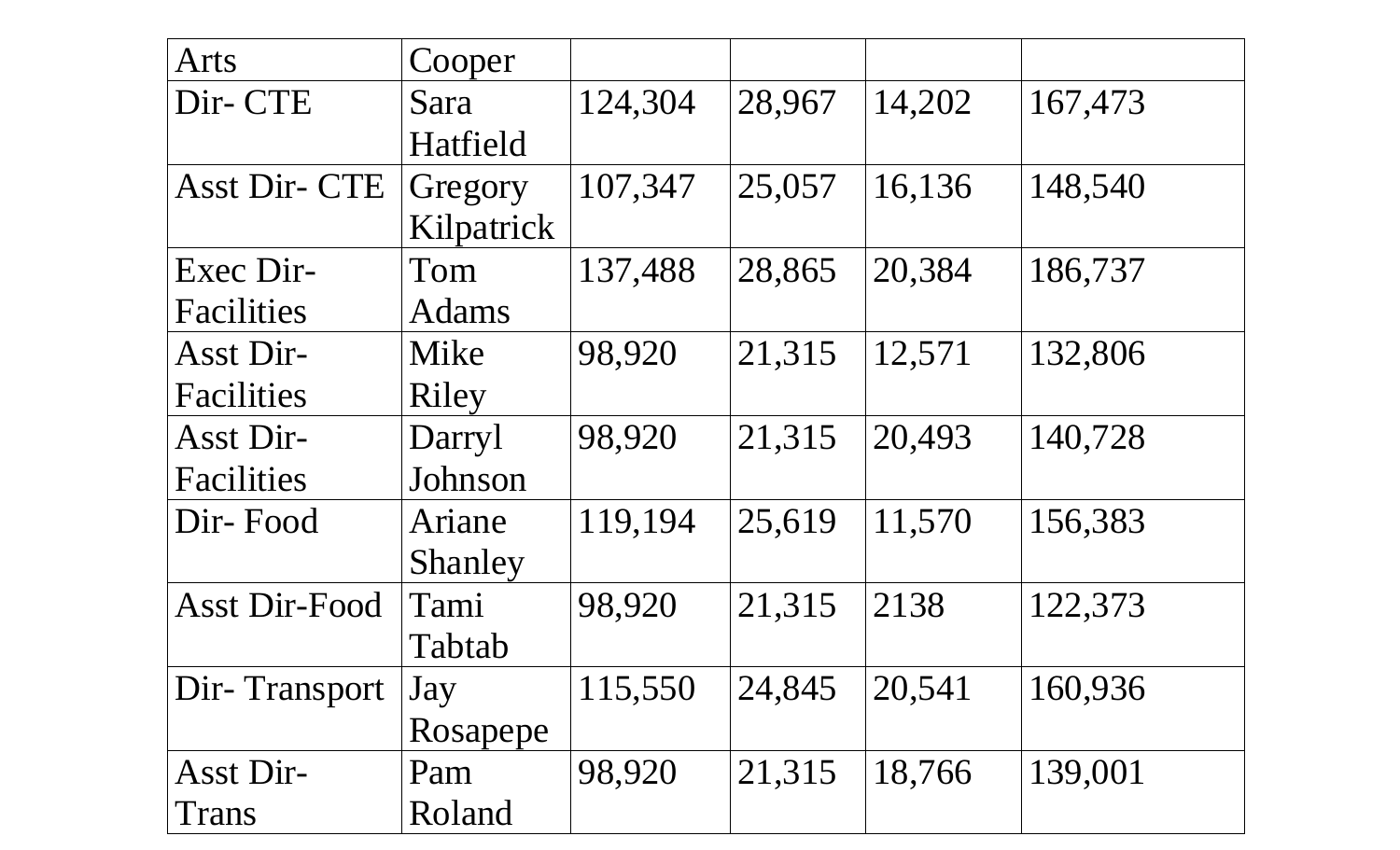| Arts | Cooper | | | | |
|---|---|---|---|---|---|
| Dir- CTE | Sara Hatfield | 124,304 | 28,967 | 14,202 | 167,473 |
| Asst Dir- CTE | Gregory Kilpatrick | 107,347 | 25,057 | 16,136 | 148,540 |
| Exec Dir- Facilities | Tom Adams | 137,488 | 28,865 | 20,384 | 186,737 |
| Asst Dir- Facilities | Mike Riley | 98,920 | 21,315 | 12,571 | 132,806 |
| Asst Dir- Facilities | Darryl Johnson | 98,920 | 21,315 | 20,493 | 140,728 |
| Dir- Food | Ariane Shanley | 119,194 | 25,619 | 11,570 | 156,383 |
| Asst Dir-Food | Tami Tabtab | 98,920 | 21,315 | 2138 | 122,373 |
| Dir- Transport | Jay Rosapepe | 115,550 | 24,845 | 20,541 | 160,936 |
| Asst Dir- Trans | Pam Roland | 98,920 | 21,315 | 18,766 | 139,001 |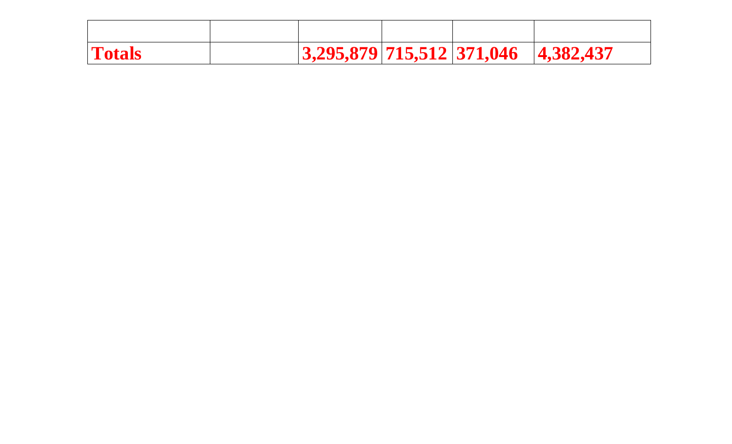| | | | | | |
|---|---|---|---|---|---|
| | | | | | |
| **Totals** | | **3,295,879** | **715,512** | **371,046** | **4,382,437** |